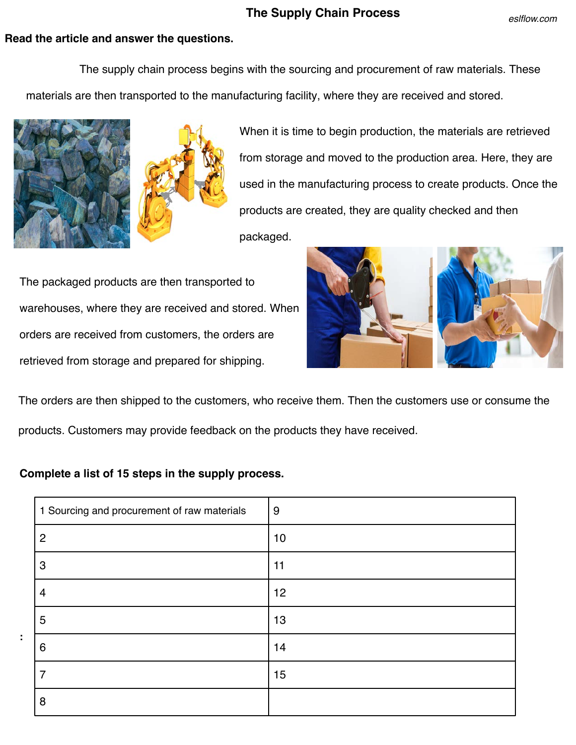## The Supply Chain Process

eslflow.com

**Read the article and answer the questions.**

The supply chain process begins with the sourcing and procurement of raw materials. These materials are then transported to the manufacturing facility, where they are received and stored.

When it is time to begin production, the materials are retrieved from storage and moved to the production area. Here, they are used in the manufacturing process to create products. Once the products are created, they are quality checked and then packaged.

The packaged products are then transported to warehouses, where they are received and stored. When orders are received from customers, the orders are retrieved from storage and prepared for shipping.

The orders are then shipped to the customers, who receive them. Then the customers use or consume the products. Customers may provide feedback on the products they have received.

**Complete a list of 15 steps in the supply process.**

| 1 Sourcing and procurement of raw materials | 9 |
|---|---|
| 2 | 10 |
| 3 | 11 |
| 4 | 12 |
| 5 | 13 |
| 6 | 14 |
| 7 | 15 |
| 8 | |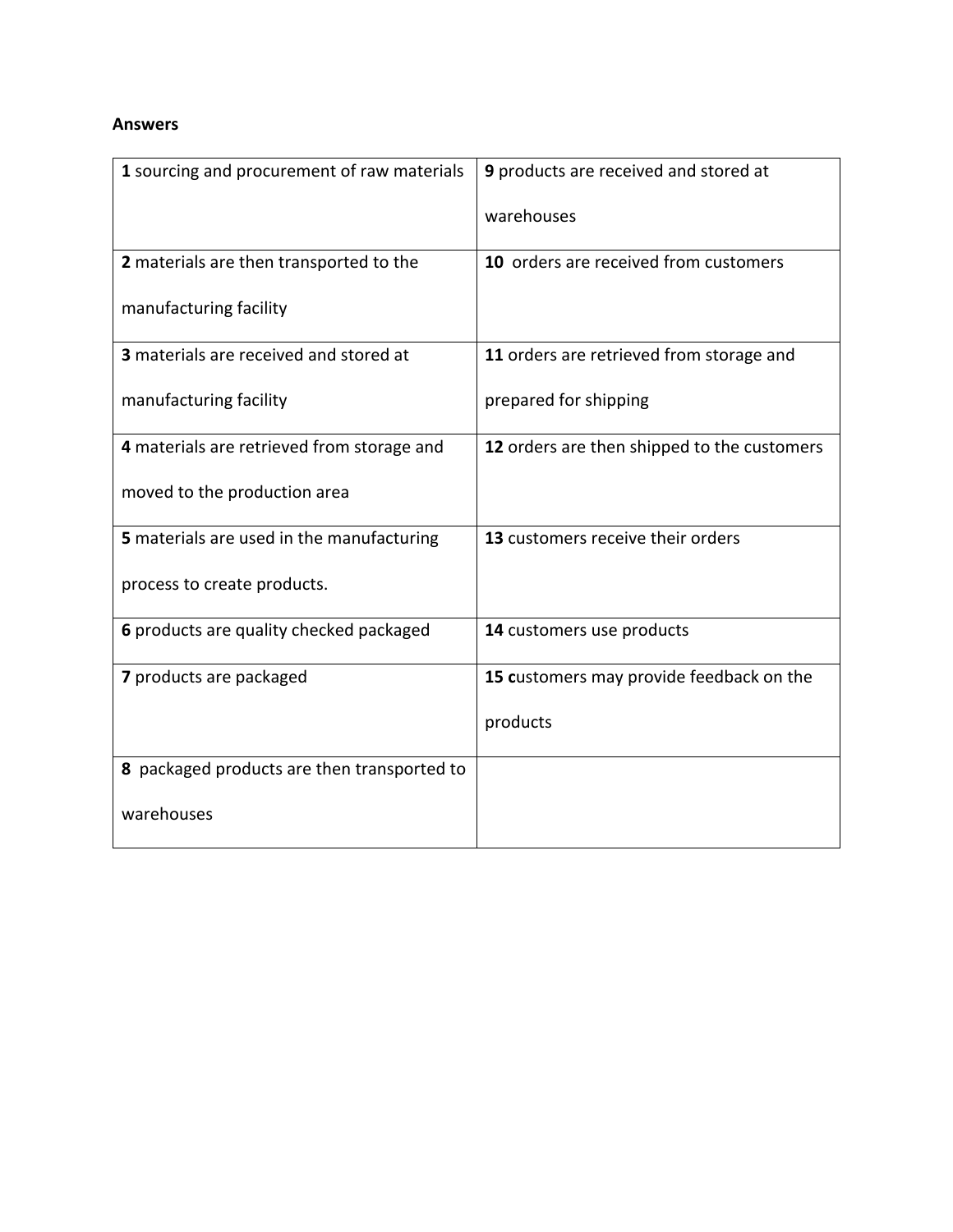**Answers**

| | |
|---|---|
| **1** sourcing and procurement of raw materials | **9** products are received and stored at warehouses |
| **2** materials are then transported to the manufacturing facility | **10** orders are received from customers |
| **3** materials are received and stored at manufacturing facility | **11** orders are retrieved from storage and prepared for shipping |
| **4** materials are retrieved from storage and moved to the production area | **12** orders are then shipped to the customers |
| **5** materials are used in the manufacturing process to create products. | **13** customers receive their orders |
| **6** products are quality checked packaged | **14** customers use products |
| **7** products are packaged | **15 c**ustomers may provide feedback on the products |
| **8** packaged products are then transported to warehouses | |